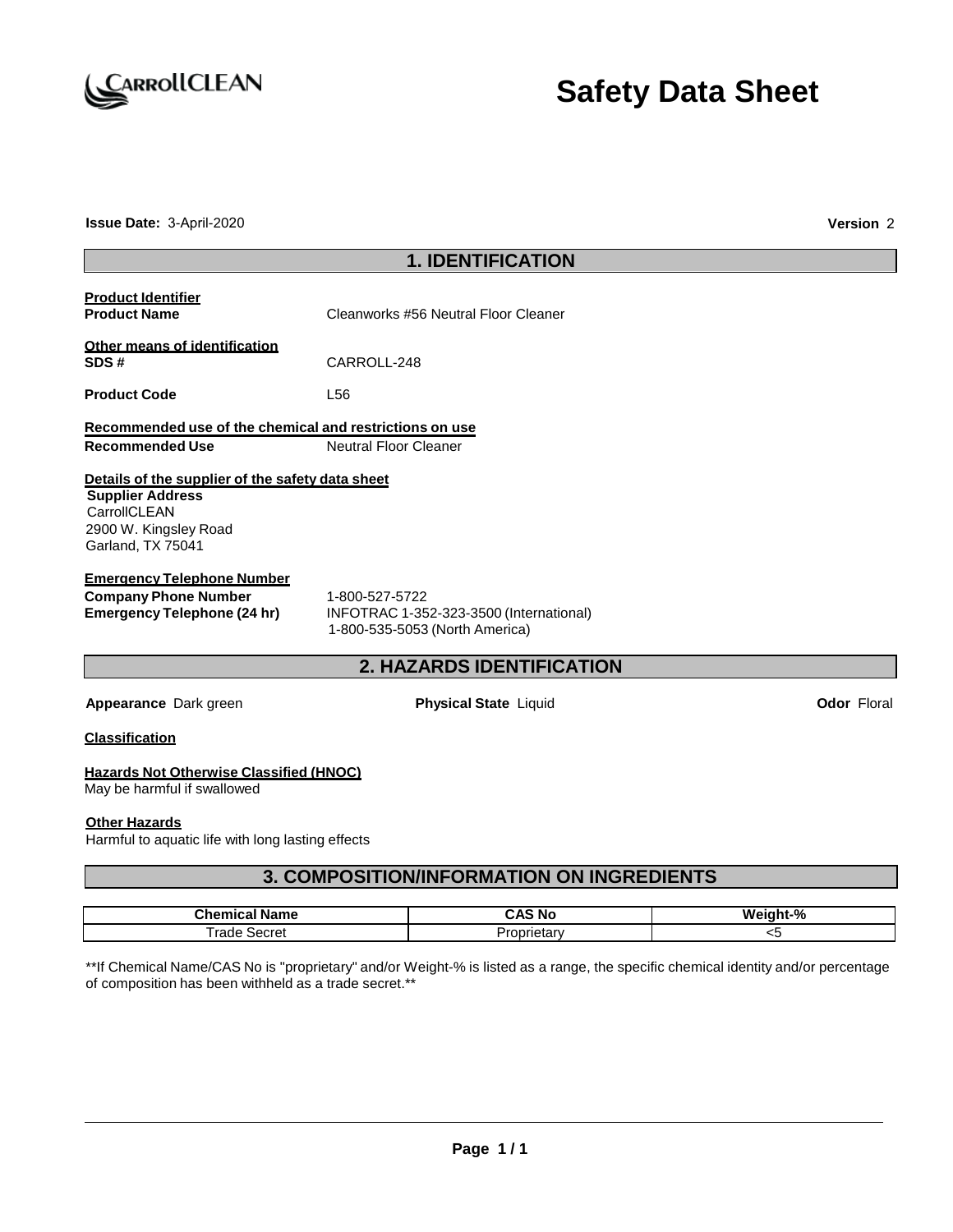# Safety Data Sheet

**Issue Date:** 3-April-2020 **Version** 2

## 1. IDENTIFICATION

**Product Identifier**

**Product Name** Cleanworks #56 Neutral Floor Cleaner

**Other means of identification**

**SDS #** CARROLL-248

**Product Code** L56

**Recommended use of the chemical and restrictions on use**

**Recommended Use** Neutral Floor Cleaner

**Details of the supplier of the safety data sheet**

**Supplier Address**
CarrollCLEAN
2900 W. Kingsley Road
Garland, TX 75041

**Emergency Telephone Number**

**Company Phone Number** 1-800-527-5722

**Emergency Telephone (24 hr)** INFOTRAC 1-352-323-3500 (International)
1-800-535-5053 (North America)

## 2. HAZARDS IDENTIFICATION

**Appearance** Dark green **Physical State** Liquid **Odor** Floral

**Classification**

**Hazards Not Otherwise Classified (HNOC)**
May be harmful if swallowed

**Other Hazards**
Harmful to aquatic life with long lasting effects

## 3. COMPOSITION/INFORMATION ON INGREDIENTS

| Chemical Name | CAS No | Weight-% |
|---|---|---|
| Trade Secret | Proprietary | <5 |

**If Chemical Name/CAS No is "proprietary" and/or Weight-% is listed as a range, the specific chemical identity and/or percentage of composition has been withheld as a trade secret.**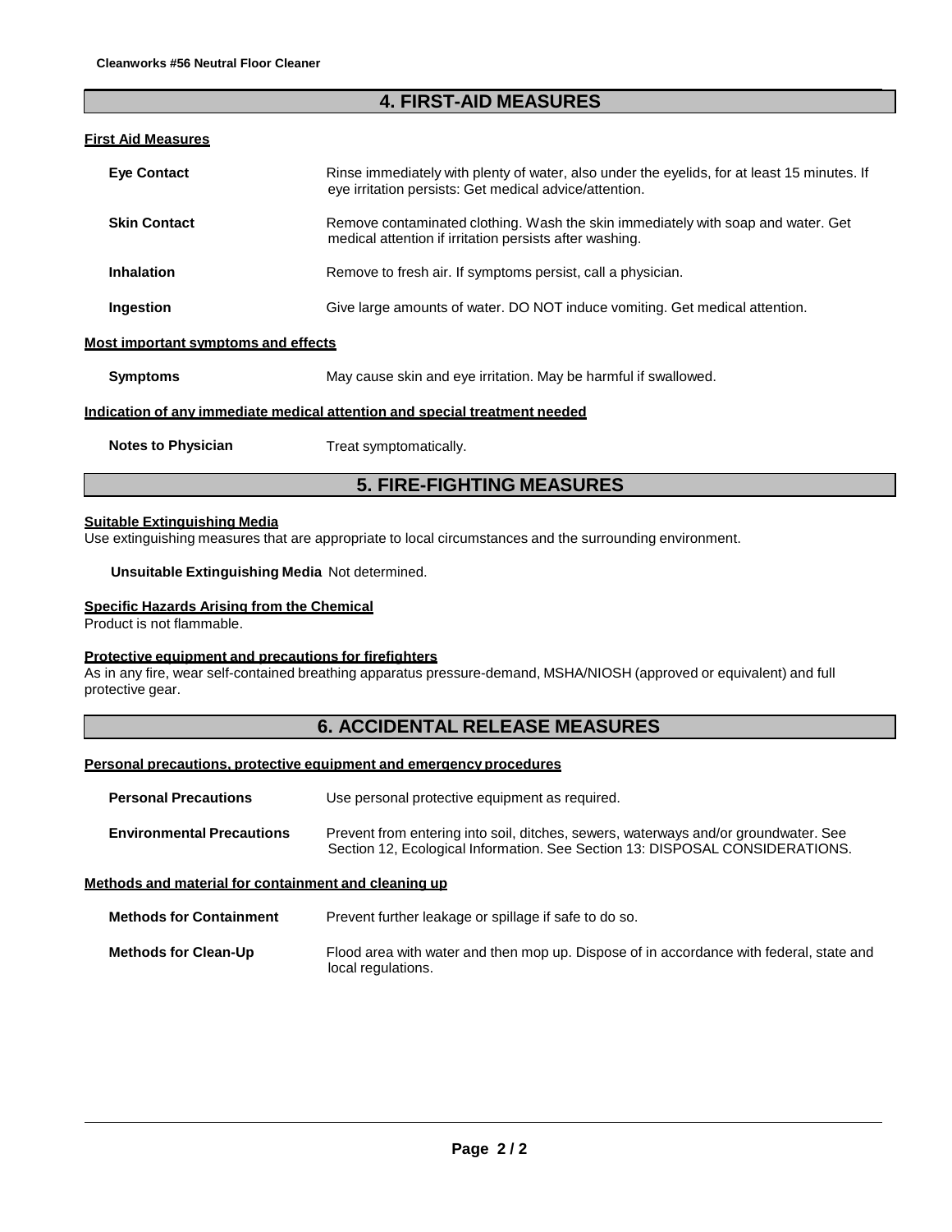## 4. FIRST-AID MEASURES

### First Aid Measures

**Eye Contact** Rinse immediately with plenty of water, also under the eyelids, for at least 15 minutes. If eye irritation persists: Get medical advice/attention.

**Skin Contact** Remove contaminated clothing. Wash the skin immediately with soap and water. Get medical attention if irritation persists after washing.

**Inhalation** Remove to fresh air. If symptoms persist, call a physician.

**Ingestion** Give large amounts of water. DO NOT induce vomiting. Get medical attention.

### Most important symptoms and effects

**Symptoms** May cause skin and eye irritation. May be harmful if swallowed.

### Indication of any immediate medical attention and special treatment needed

**Notes to Physician** Treat symptomatically.

## 5. FIRE-FIGHTING MEASURES

### Suitable Extinguishing Media

Use extinguishing measures that are appropriate to local circumstances and the surrounding environment.

**Unsuitable Extinguishing Media** Not determined.

### Specific Hazards Arising from the Chemical

Product is not flammable.

### Protective equipment and precautions for firefighters

As in any fire, wear self-contained breathing apparatus pressure-demand, MSHA/NIOSH (approved or equivalent) and full protective gear.

## 6. ACCIDENTAL RELEASE MEASURES

### Personal precautions, protective equipment and emergency procedures

**Personal Precautions** Use personal protective equipment as required.

**Environmental Precautions** Prevent from entering into soil, ditches, sewers, waterways and/or groundwater. See Section 12, Ecological Information. See Section 13: DISPOSAL CONSIDERATIONS.

### Methods and material for containment and cleaning up

**Methods for Containment** Prevent further leakage or spillage if safe to do so.

**Methods for Clean-Up** Flood area with water and then mop up. Dispose of in accordance with federal, state and local regulations.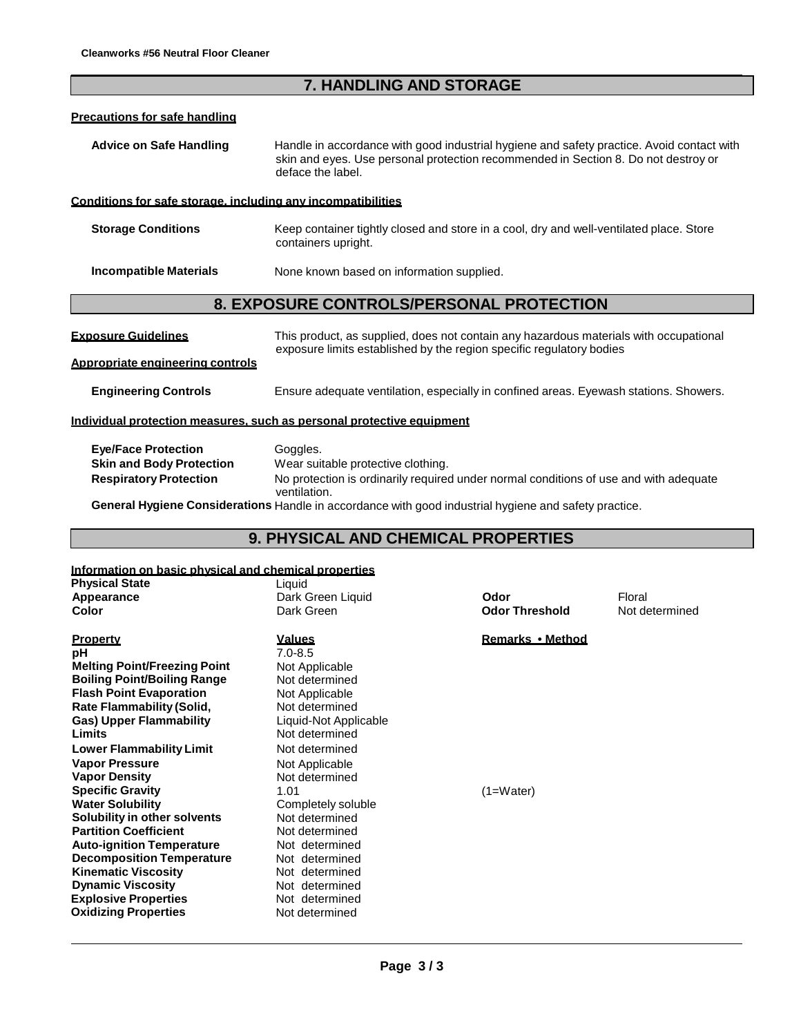## 7. HANDLING AND STORAGE

**Precautions for safe handling**

**Advice on Safe Handling** Handle in accordance with good industrial hygiene and safety practice. Avoid contact with skin and eyes. Use personal protection recommended in Section 8. Do not destroy or deface the label.

**Conditions for safe storage, including any incompatibilities**

**Storage Conditions** Keep container tightly closed and store in a cool, dry and well-ventilated place. Store containers upright.

**Incompatible Materials** None known based on information supplied.

## 8. EXPOSURE CONTROLS/PERSONAL PROTECTION

**Exposure Guidelines** This product, as supplied, does not contain any hazardous materials with occupational exposure limits established by the region specific regulatory bodies

**Appropriate engineering controls**

**Engineering Controls** Ensure adequate ventilation, especially in confined areas. Eyewash stations. Showers.

**Individual protection measures, such as personal protective equipment**

**Eye/Face Protection** Goggles.
**Skin and Body Protection** Wear suitable protective clothing.
**Respiratory Protection** No protection is ordinarily required under normal conditions of use and with adequate ventilation.
**General Hygiene Considerations** Handle in accordance with good industrial hygiene and safety practice.

## 9. PHYSICAL AND CHEMICAL PROPERTIES

**Information on basic physical and chemical properties**

| | | | |
|---|---|---|---|
| **Physical State** | Liquid | | |
| **Appearance** | Dark Green Liquid | **Odor** | Floral |
| **Color** | Dark Green | **Odor Threshold** | Not determined |

| **Property** | **Values** | **Remarks • Method** |
|---|---|---|
| **pH** | 7.0-8.5 | |
| **Melting Point/Freezing Point** | Not Applicable | |
| **Boiling Point/Boiling Range** | Not determined | |
| **Flash Point Evaporation** | Not Applicable | |
| **Rate Flammability (Solid,** | Not determined | |
| **Gas) Upper Flammability** | Liquid-Not Applicable | |
| **Limits** | Not determined | |
| **Lower Flammability Limit** | Not determined | |
| **Vapor Pressure** | Not Applicable | |
| **Vapor Density** | Not determined | |
| **Specific Gravity** | 1.01 | (1=Water) |
| **Water Solubility** | Completely soluble | |
| **Solubility in other solvents** | Not determined | |
| **Partition Coefficient** | Not determined | |
| **Auto-ignition Temperature** | Not determined | |
| **Decomposition Temperature** | Not determined | |
| **Kinematic Viscosity** | Not determined | |
| **Dynamic Viscosity** | Not determined | |
| **Explosive Properties** | Not determined | |
| **Oxidizing Properties** | Not determined | |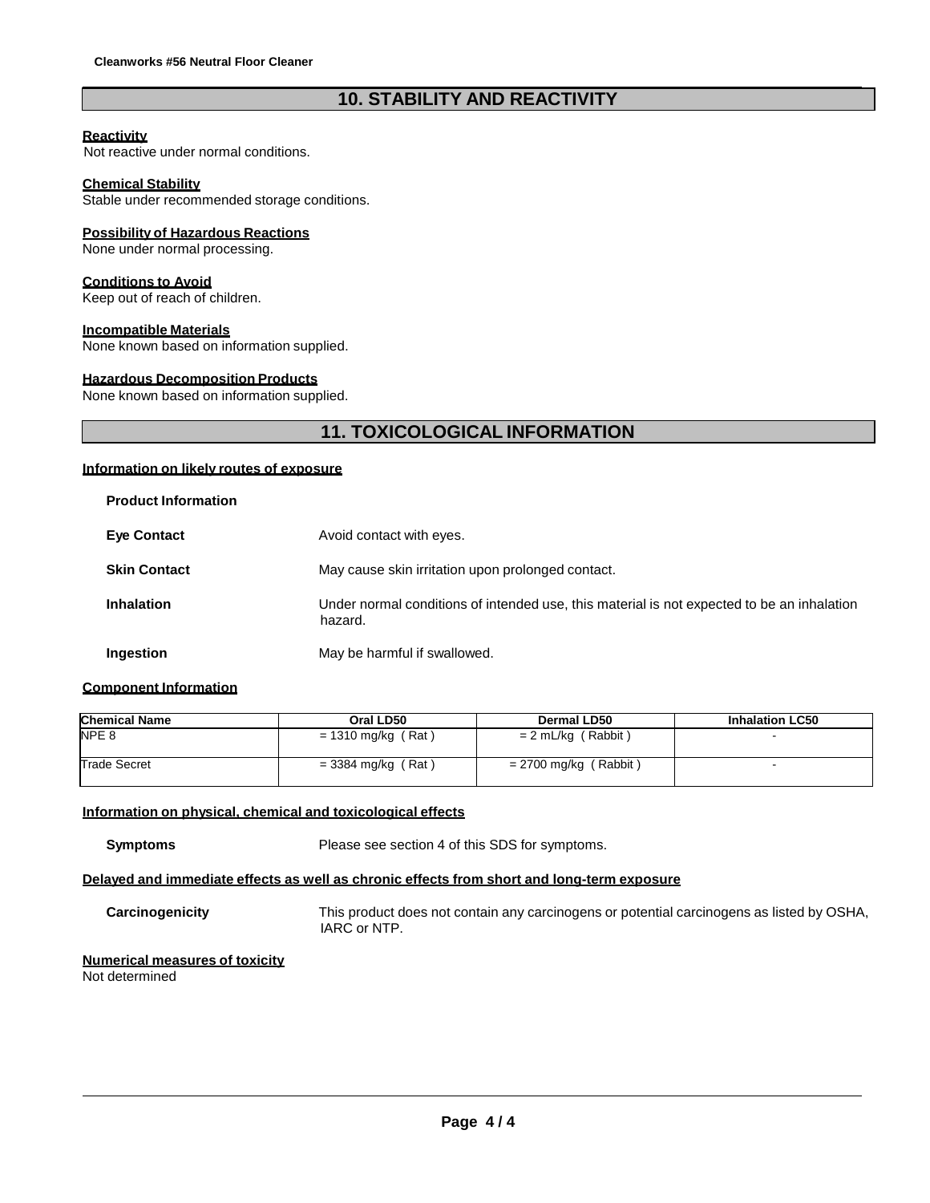## 10. STABILITY AND REACTIVITY

**Reactivity**
Not reactive under normal conditions.

**Chemical Stability**
Stable under recommended storage conditions.

**Possibility of Hazardous Reactions**
None under normal processing.

**Conditions to Avoid**
Keep out of reach of children.

**Incompatible Materials**
None known based on information supplied.

**Hazardous Decomposition Products**
None known based on information supplied.

## 11. TOXICOLOGICAL INFORMATION

**Information on likely routes of exposure**

**Product Information**

**Eye Contact** Avoid contact with eyes.

**Skin Contact** May cause skin irritation upon prolonged contact.

**Inhalation** Under normal conditions of intended use, this material is not expected to be an inhalation hazard.

**Ingestion** May be harmful if swallowed.

**Component Information**

| Chemical Name | Oral LD50 | Dermal LD50 | Inhalation LC50 |
|---|---|---|---|
| NPE 8 | = 1310 mg/kg ( Rat ) | = 2 mL/kg ( Rabbit ) | - |
| Trade Secret | = 3384 mg/kg ( Rat ) | = 2700 mg/kg ( Rabbit ) | - |

**Information on physical, chemical and toxicological effects**

**Symptoms** Please see section 4 of this SDS for symptoms.

**Delayed and immediate effects as well as chronic effects from short and long-term exposure**

**Carcinogenicity** This product does not contain any carcinogens or potential carcinogens as listed by OSHA, IARC or NTP.

**Numerical measures of toxicity**
Not determined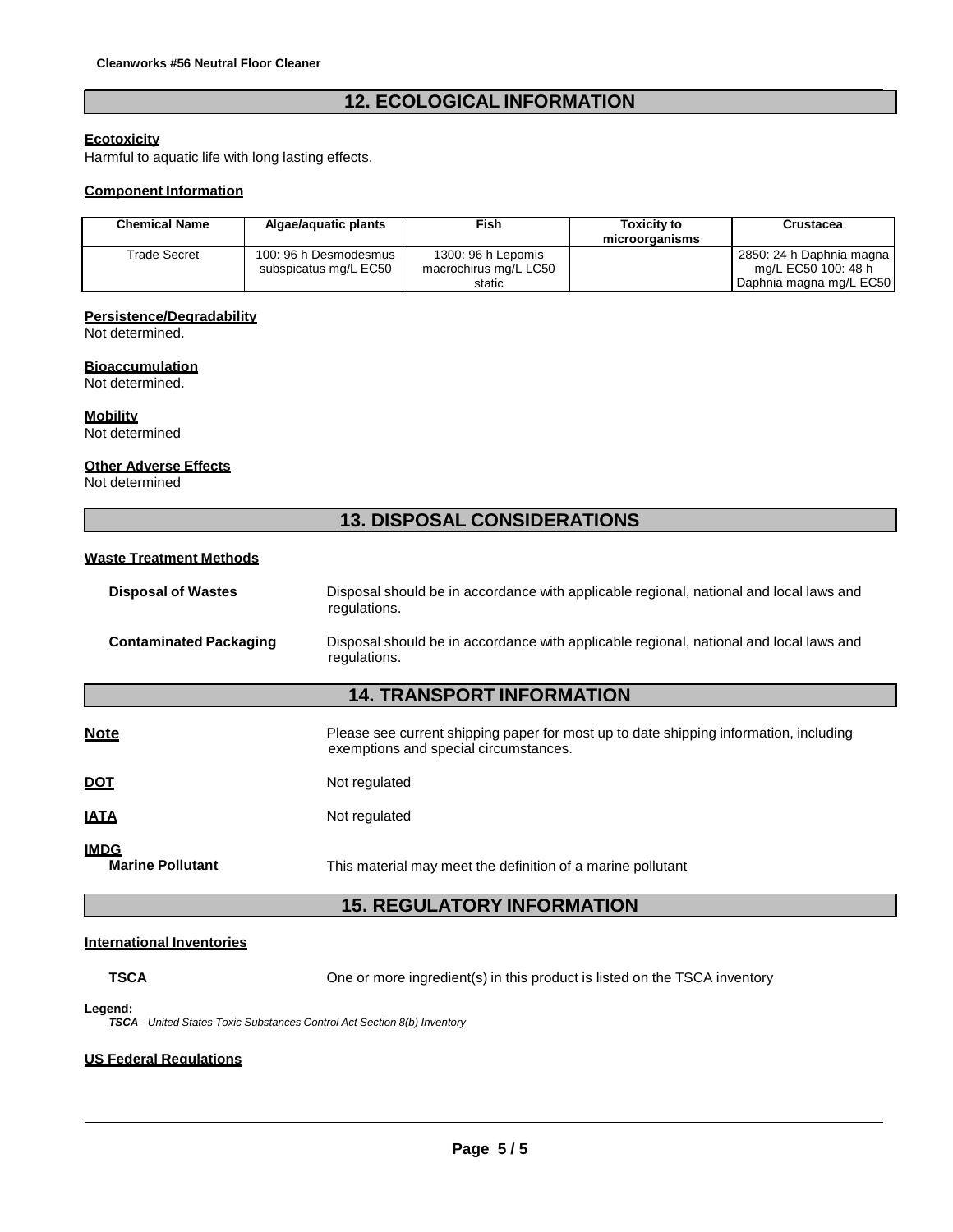## 12. ECOLOGICAL INFORMATION

**Ecotoxicity**

Harmful to aquatic life with long lasting effects.

**Component Information**

| Chemical Name | Algae/aquatic plants | Fish | Toxicity to microorganisms | Crustacea |
|---|---|---|---|---|
| Trade Secret | 100: 96 h Desmodesmus subspicatus mg/L EC50 | 1300: 96 h Lepomis macrochirus mg/L LC50 static | | 2850: 24 h Daphnia magna mg/L EC50 100: 48 h Daphnia magna mg/L EC50 |

**Persistence/Degradability**

Not determined.

**Bioaccumulation**

Not determined.

**Mobility**

Not determined

**Other Adverse Effects**

Not determined

## 13. DISPOSAL CONSIDERATIONS

**Waste Treatment Methods**

**Disposal of Wastes** Disposal should be in accordance with applicable regional, national and local laws and regulations.

**Contaminated Packaging** Disposal should be in accordance with applicable regional, national and local laws and regulations.

## 14. TRANSPORT INFORMATION

**Note** Please see current shipping paper for most up to date shipping information, including exemptions and special circumstances.

**DOT** Not regulated

**IATA** Not regulated

**IMDG**

**Marine Pollutant** This material may meet the definition of a marine pollutant

## 15. REGULATORY INFORMATION

**International Inventories**

**TSCA** One or more ingredient(s) in this product is listed on the TSCA inventory

**Legend:**

***TSCA*** *- United States Toxic Substances Control Act Section 8(b) Inventory*

**US Federal Regulations**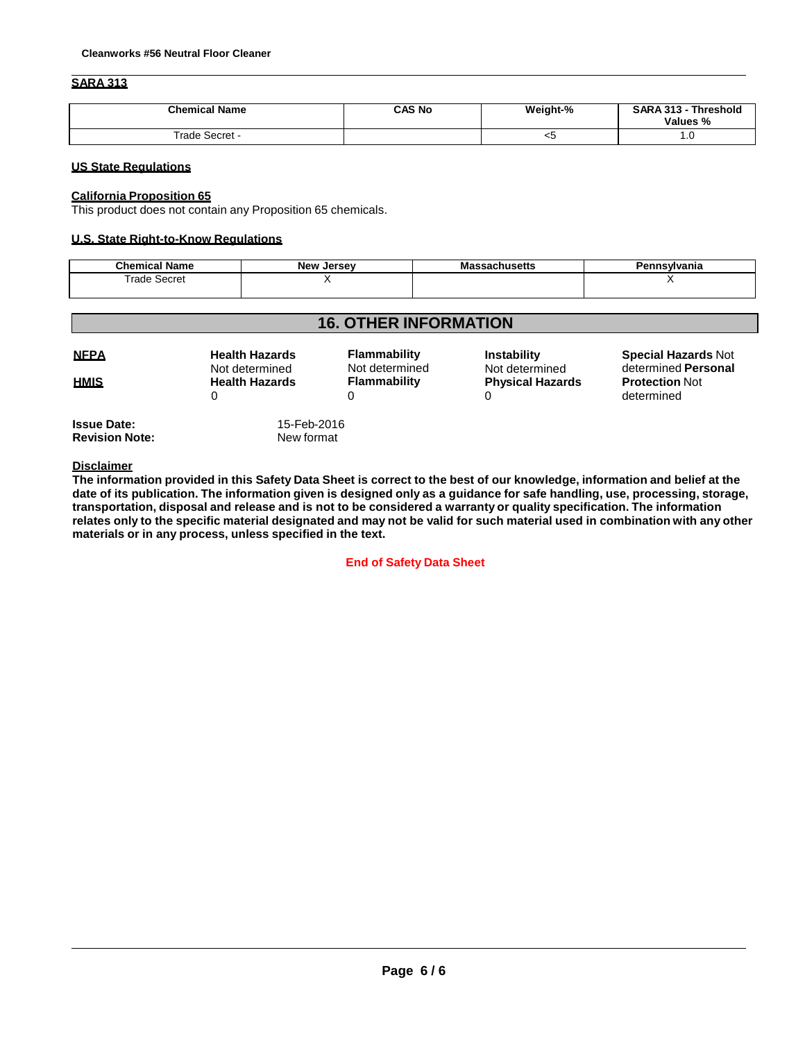### SARA 313

| Chemical Name | CAS No | Weight-% | SARA 313 - Threshold Values % |
|---|---|---|---|
| Trade Secret - | | <5 | 1.0 |

### US State Regulations

#### California Proposition 65

This product does not contain any Proposition 65 chemicals.

#### U.S. State Right-to-Know Regulations

| Chemical Name | New Jersey | Massachusetts | Pennsylvania |
|---|---|---|---|
| Trade Secret | X | | X |

## 16. OTHER INFORMATION

| | Health Hazards | Flammability | Instability | Special Hazards |
|---|---|---|---|---|
| **NFPA** | Not determined | Not determined | Not determined | Not determined |

| | Health Hazards | Flammability | Physical Hazards | Personal Protection |
|---|---|---|---|---|
| **HMIS** | 0 | 0 | 0 | Not determined |

**Issue Date:** 15-Feb-2016
**Revision Note:** New format

**Disclaimer**

**The information provided in this Safety Data Sheet is correct to the best of our knowledge, information and belief at the date of its publication. The information given is designed only as a guidance for safe handling, use, processing, storage, transportation, disposal and release and is not to be considered a warranty or quality specification. The information relates only to the specific material designated and may not be valid for such material used in combination with any other materials or in any process, unless specified in the text.**

**End of Safety Data Sheet**